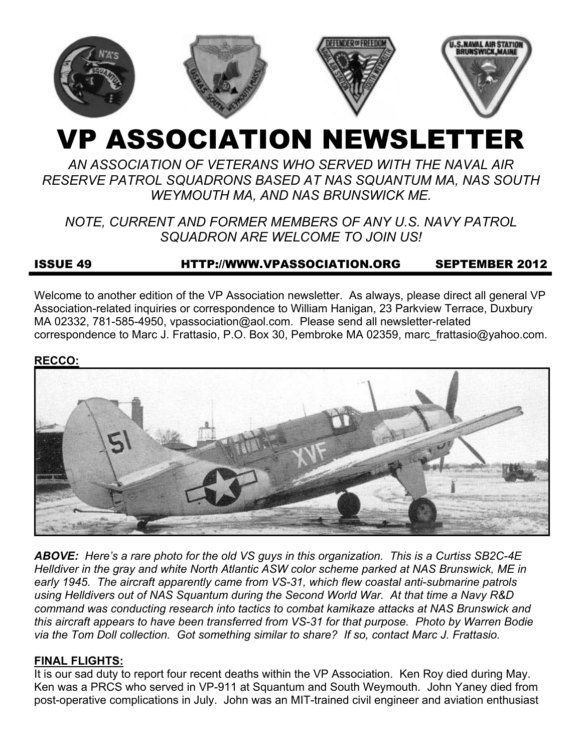# VP ASSOCIATION NEWSLETTER

*AN ASSOCIATION OF VETERANS WHO SERVED WITH THE NAVAL AIR RESERVE PATROL SQUADRONS BASED AT NAS SQUANTUM MA, NAS SOUTH WEYMOUTH MA, AND NAS BRUNSWICK ME.*

*NOTE, CURRENT AND FORMER MEMBERS OF ANY U.S. NAVY PATROL SQUADRON ARE WELCOME TO JOIN US!*

**ISSUE 49 HTTP://WWW.VPASSOCIATION.ORG SEPTEMBER 2012**

Welcome to another edition of the VP Association newsletter. As always, please direct all general VP Association-related inquiries or correspondence to William Hanigan, 23 Parkview Terrace, Duxbury MA 02332, 781-585-4950, vpassociation@aol.com. Please send all newsletter-related correspondence to Marc J. Frattasio, P.O. Box 30, Pembroke MA 02359, marc_frattasio@yahoo.com.

**RECCO:**

***ABOVE:*** *Here's a rare photo for the old VS guys in this organization. This is a Curtiss SB2C-4E Helldiver in the gray and white North Atlantic ASW color scheme parked at NAS Brunswick, ME in early 1945. The aircraft apparently came from VS-31, which flew coastal anti-submarine patrols using Helldivers out of NAS Squantum during the Second World War. At that time a Navy R&D command was conducting research into tactics to combat kamikaze attacks at NAS Brunswick and this aircraft appears to have been transferred from VS-31 for that purpose. Photo by Warren Bodie via the Tom Doll collection. Got something similar to share? If so, contact Marc J. Frattasio.*

**FINAL FLIGHTS:**

It is our sad duty to report four recent deaths within the VP Association. Ken Roy died during May. Ken was a PRCS who served in VP-911 at Squantum and South Weymouth. John Yaney died from post-operative complications in July. John was an MIT-trained civil engineer and aviation enthusiast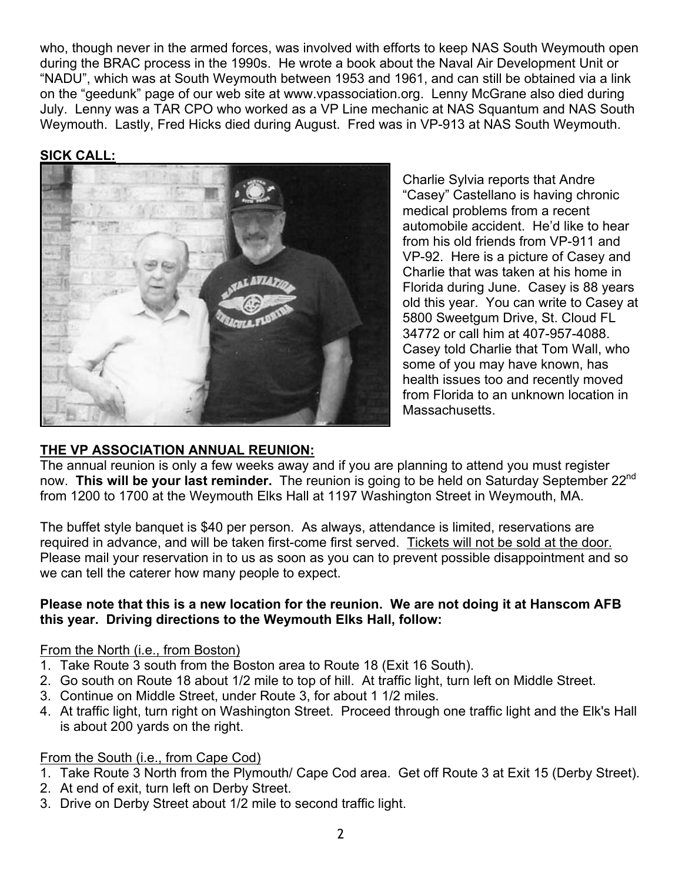who, though never in the armed forces, was involved with efforts to keep NAS South Weymouth open during the BRAC process in the 1990s. He wrote a book about the Naval Air Development Unit or "NADU", which was at South Weymouth between 1953 and 1961, and can still be obtained via a link on the "geedunk" page of our web site at www.vpassociation.org. Lenny McGrane also died during July. Lenny was a TAR CPO who worked as a VP Line mechanic at NAS Squantum and NAS South Weymouth. Lastly, Fred Hicks died during August. Fred was in VP-913 at NAS South Weymouth.

**SICK CALL:**

Charlie Sylvia reports that Andre "Casey" Castellano is having chronic medical problems from a recent automobile accident. He'd like to hear from his old friends from VP-911 and VP-92. Here is a picture of Casey and Charlie that was taken at his home in Florida during June. Casey is 88 years old this year. You can write to Casey at 5800 Sweetgum Drive, St. Cloud FL 34772 or call him at 407-957-4088. Casey told Charlie that Tom Wall, who some of you may have known, has health issues too and recently moved from Florida to an unknown location in Massachusetts.

**THE VP ASSOCIATION ANNUAL REUNION:**

The annual reunion is only a few weeks away and if you are planning to attend you must register now. **This will be your last reminder.** The reunion is going to be held on Saturday September 22nd from 1200 to 1700 at the Weymouth Elks Hall at 1197 Washington Street in Weymouth, MA.

The buffet style banquet is $40 per person. As always, attendance is limited, reservations are required in advance, and will be taken first-come first served. Tickets will not be sold at the door. Please mail your reservation in to us as soon as you can to prevent possible disappointment and so we can tell the caterer how many people to expect.

**Please note that this is a new location for the reunion. We are not doing it at Hanscom AFB this year. Driving directions to the Weymouth Elks Hall, follow:**

From the North (i.e., from Boston)

1. Take Route 3 south from the Boston area to Route 18 (Exit 16 South).
2. Go south on Route 18 about 1/2 mile to top of hill. At traffic light, turn left on Middle Street.
3. Continue on Middle Street, under Route 3, for about 1 1/2 miles.
4. At traffic light, turn right on Washington Street. Proceed through one traffic light and the Elk's Hall is about 200 yards on the right.

From the South (i.e., from Cape Cod)

1. Take Route 3 North from the Plymouth/ Cape Cod area. Get off Route 3 at Exit 15 (Derby Street).
2. At end of exit, turn left on Derby Street.
3. Drive on Derby Street about 1/2 mile to second traffic light.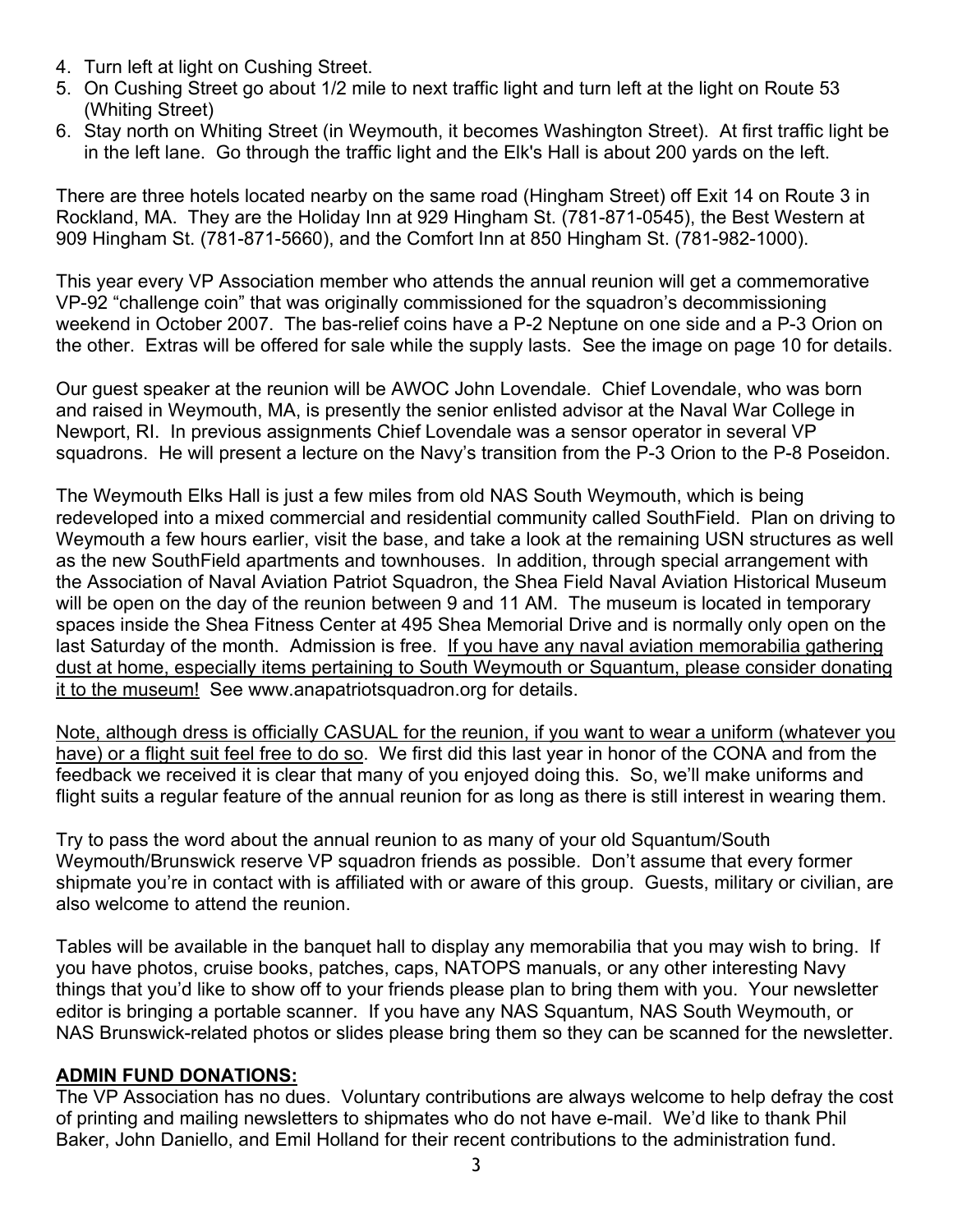4. Turn left at light on Cushing Street.
5. On Cushing Street go about 1/2 mile to next traffic light and turn left at the light on Route 53 (Whiting Street)
6. Stay north on Whiting Street (in Weymouth, it becomes Washington Street). At first traffic light be in the left lane. Go through the traffic light and the Elk's Hall is about 200 yards on the left.

There are three hotels located nearby on the same road (Hingham Street) off Exit 14 on Route 3 in Rockland, MA. They are the Holiday Inn at 929 Hingham St. (781-871-0545), the Best Western at 909 Hingham St. (781-871-5660), and the Comfort Inn at 850 Hingham St. (781-982-1000).

This year every VP Association member who attends the annual reunion will get a commemorative VP-92 "challenge coin" that was originally commissioned for the squadron's decommissioning weekend in October 2007. The bas-relief coins have a P-2 Neptune on one side and a P-3 Orion on the other. Extras will be offered for sale while the supply lasts. See the image on page 10 for details.

Our guest speaker at the reunion will be AWOC John Lovendale. Chief Lovendale, who was born and raised in Weymouth, MA, is presently the senior enlisted advisor at the Naval War College in Newport, RI. In previous assignments Chief Lovendale was a sensor operator in several VP squadrons. He will present a lecture on the Navy's transition from the P-3 Orion to the P-8 Poseidon.

The Weymouth Elks Hall is just a few miles from old NAS South Weymouth, which is being redeveloped into a mixed commercial and residential community called SouthField. Plan on driving to Weymouth a few hours earlier, visit the base, and take a look at the remaining USN structures as well as the new SouthField apartments and townhouses. In addition, through special arrangement with the Association of Naval Aviation Patriot Squadron, the Shea Field Naval Aviation Historical Museum will be open on the day of the reunion between 9 and 11 AM. The museum is located in temporary spaces inside the Shea Fitness Center at 495 Shea Memorial Drive and is normally only open on the last Saturday of the month. Admission is free. <u>If you have any naval aviation memorabilia gathering dust at home, especially items pertaining to South Weymouth or Squantum, please consider donating it to the museum!</u> See www.anapatriotsquadron.org for details.

<u>Note, although dress is officially CASUAL for the reunion, if you want to wear a uniform (whatever you have) or a flight suit feel free to do so</u>. We first did this last year in honor of the CONA and from the feedback we received it is clear that many of you enjoyed doing this. So, we'll make uniforms and flight suits a regular feature of the annual reunion for as long as there is still interest in wearing them.

Try to pass the word about the annual reunion to as many of your old Squantum/South Weymouth/Brunswick reserve VP squadron friends as possible. Don't assume that every former shipmate you're in contact with is affiliated with or aware of this group. Guests, military or civilian, are also welcome to attend the reunion.

Tables will be available in the banquet hall to display any memorabilia that you may wish to bring. If you have photos, cruise books, patches, caps, NATOPS manuals, or any other interesting Navy things that you'd like to show off to your friends please plan to bring them with you. Your newsletter editor is bringing a portable scanner. If you have any NAS Squantum, NAS South Weymouth, or NAS Brunswick-related photos or slides please bring them so they can be scanned for the newsletter.

## ADMIN FUND DONATIONS:

The VP Association has no dues. Voluntary contributions are always welcome to help defray the cost of printing and mailing newsletters to shipmates who do not have e-mail. We'd like to thank Phil Baker, John Daniello, and Emil Holland for their recent contributions to the administration fund.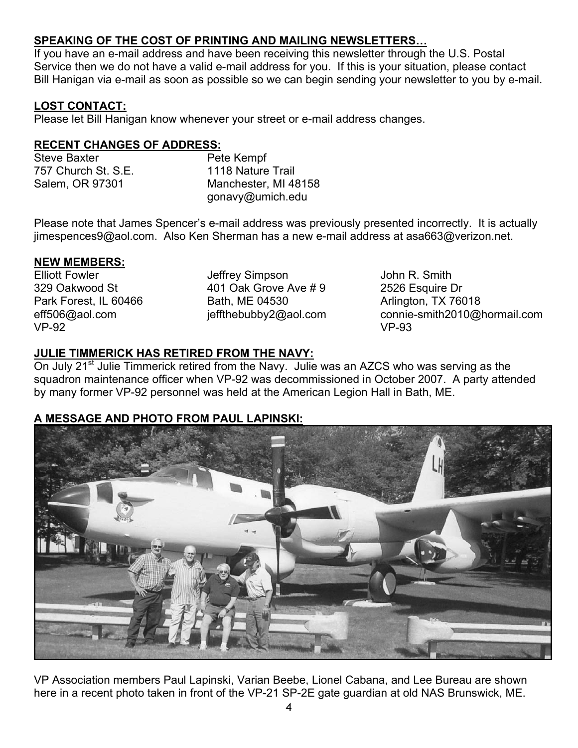## SPEAKING OF THE COST OF PRINTING AND MAILING NEWSLETTERS…

If you have an e-mail address and have been receiving this newsletter through the U.S. Postal Service then we do not have a valid e-mail address for you. If this is your situation, please contact Bill Hanigan via e-mail as soon as possible so we can begin sending your newsletter to you by e-mail.

## LOST CONTACT:

Please let Bill Hanigan know whenever your street or e-mail address changes.

## RECENT CHANGES OF ADDRESS:

Steve Baxter
757 Church St. S.E.
Salem, OR 97301

Pete Kempf
1118 Nature Trail
Manchester, MI 48158
gonavy@umich.edu

Please note that James Spencer's e-mail address was previously presented incorrectly. It is actually jimespences9@aol.com. Also Ken Sherman has a new e-mail address at asa663@verizon.net.

## NEW MEMBERS:

Elliott Fowler
329 Oakwood St
Park Forest, IL 60466
eff506@aol.com
VP-92

Jeffrey Simpson
401 Oak Grove Ave # 9
Bath, ME 04530
jeffthebubby2@aol.com

John R. Smith
2526 Esquire Dr
Arlington, TX 76018
connie-smith2010@hormail.com
VP-93

## JULIE TIMMERICK HAS RETIRED FROM THE NAVY:

On July 21st Julie Timmerick retired from the Navy. Julie was an AZCS who was serving as the squadron maintenance officer when VP-92 was decommissioned in October 2007. A party attended by many former VP-92 personnel was held at the American Legion Hall in Bath, ME.

## A MESSAGE AND PHOTO FROM PAUL LAPINSKI:

VP Association members Paul Lapinski, Varian Beebe, Lionel Cabana, and Lee Bureau are shown here in a recent photo taken in front of the VP-21 SP-2E gate guardian at old NAS Brunswick, ME.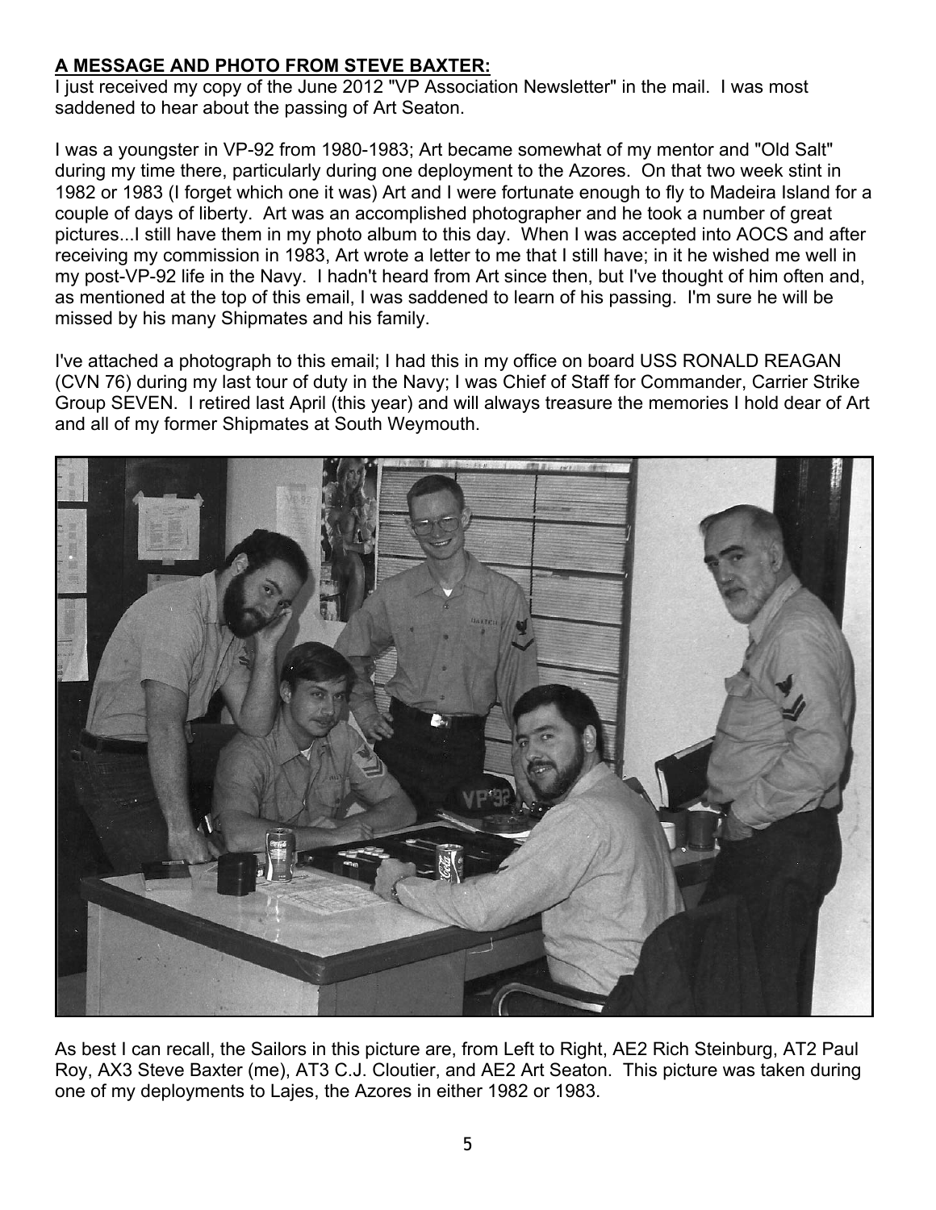**A MESSAGE AND PHOTO FROM STEVE BAXTER:**

I just received my copy of the June 2012 "VP Association Newsletter" in the mail. I was most saddened to hear about the passing of Art Seaton.

I was a youngster in VP-92 from 1980-1983; Art became somewhat of my mentor and "Old Salt" during my time there, particularly during one deployment to the Azores. On that two week stint in 1982 or 1983 (I forget which one it was) Art and I were fortunate enough to fly to Madeira Island for a couple of days of liberty. Art was an accomplished photographer and he took a number of great pictures...I still have them in my photo album to this day. When I was accepted into AOCS and after receiving my commission in 1983, Art wrote a letter to me that I still have; in it he wished me well in my post-VP-92 life in the Navy. I hadn't heard from Art since then, but I've thought of him often and, as mentioned at the top of this email, I was saddened to learn of his passing. I'm sure he will be missed by his many Shipmates and his family.

I've attached a photograph to this email; I had this in my office on board USS RONALD REAGAN (CVN 76) during my last tour of duty in the Navy; I was Chief of Staff for Commander, Carrier Strike Group SEVEN. I retired last April (this year) and will always treasure the memories I hold dear of Art and all of my former Shipmates at South Weymouth.

As best I can recall, the Sailors in this picture are, from Left to Right, AE2 Rich Steinburg, AT2 Paul Roy, AX3 Steve Baxter (me), AT3 C.J. Cloutier, and AE2 Art Seaton. This picture was taken during one of my deployments to Lajes, the Azores in either 1982 or 1983.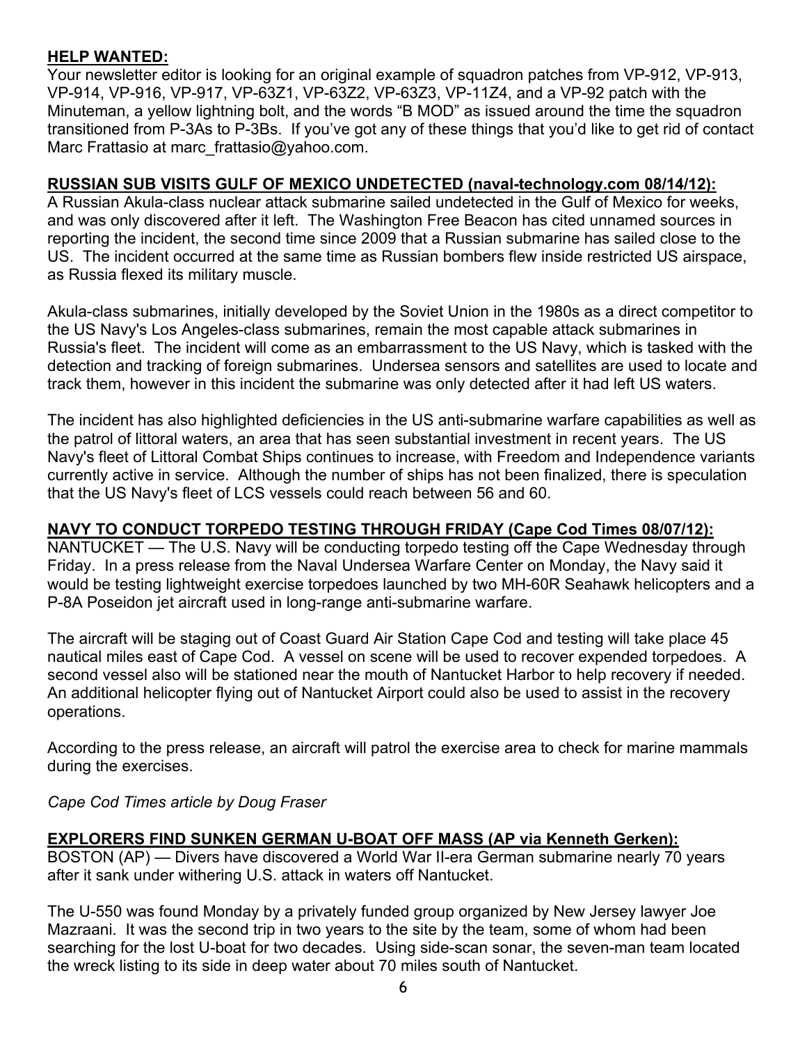**HELP WANTED:**
Your newsletter editor is looking for an original example of squadron patches from VP-912, VP-913, VP-914, VP-916, VP-917, VP-63Z1, VP-63Z2, VP-63Z3, VP-11Z4, and a VP-92 patch with the Minuteman, a yellow lightning bolt, and the words “B MOD” as issued around the time the squadron transitioned from P-3As to P-3Bs. If you’ve got any of these things that you’d like to get rid of contact Marc Frattasio at marc_frattasio@yahoo.com.

**RUSSIAN SUB VISITS GULF OF MEXICO UNDETECTED (naval-technology.com 08/14/12):**
A Russian Akula-class nuclear attack submarine sailed undetected in the Gulf of Mexico for weeks, and was only discovered after it left. The Washington Free Beacon has cited unnamed sources in reporting the incident, the second time since 2009 that a Russian submarine has sailed close to the US. The incident occurred at the same time as Russian bombers flew inside restricted US airspace, as Russia flexed its military muscle.

Akula-class submarines, initially developed by the Soviet Union in the 1980s as a direct competitor to the US Navy's Los Angeles-class submarines, remain the most capable attack submarines in Russia's fleet. The incident will come as an embarrassment to the US Navy, which is tasked with the detection and tracking of foreign submarines. Undersea sensors and satellites are used to locate and track them, however in this incident the submarine was only detected after it had left US waters.

The incident has also highlighted deficiencies in the US anti-submarine warfare capabilities as well as the patrol of littoral waters, an area that has seen substantial investment in recent years. The US Navy's fleet of Littoral Combat Ships continues to increase, with Freedom and Independence variants currently active in service. Although the number of ships has not been finalized, there is speculation that the US Navy's fleet of LCS vessels could reach between 56 and 60.

**NAVY TO CONDUCT TORPEDO TESTING THROUGH FRIDAY (Cape Cod Times 08/07/12):**
NANTUCKET — The U.S. Navy will be conducting torpedo testing off the Cape Wednesday through Friday. In a press release from the Naval Undersea Warfare Center on Monday, the Navy said it would be testing lightweight exercise torpedoes launched by two MH-60R Seahawk helicopters and a P-8A Poseidon jet aircraft used in long-range anti-submarine warfare.

The aircraft will be staging out of Coast Guard Air Station Cape Cod and testing will take place 45 nautical miles east of Cape Cod. A vessel on scene will be used to recover expended torpedoes. A second vessel also will be stationed near the mouth of Nantucket Harbor to help recovery if needed. An additional helicopter flying out of Nantucket Airport could also be used to assist in the recovery operations.

According to the press release, an aircraft will patrol the exercise area to check for marine mammals during the exercises.

*Cape Cod Times article by Doug Fraser*

**EXPLORERS FIND SUNKEN GERMAN U-BOAT OFF MASS (AP via Kenneth Gerken):**
BOSTON (AP) — Divers have discovered a World War II-era German submarine nearly 70 years after it sank under withering U.S. attack in waters off Nantucket.

The U-550 was found Monday by a privately funded group organized by New Jersey lawyer Joe Mazraani. It was the second trip in two years to the site by the team, some of whom had been searching for the lost U-boat for two decades. Using side-scan sonar, the seven-man team located the wreck listing to its side in deep water about 70 miles south of Nantucket.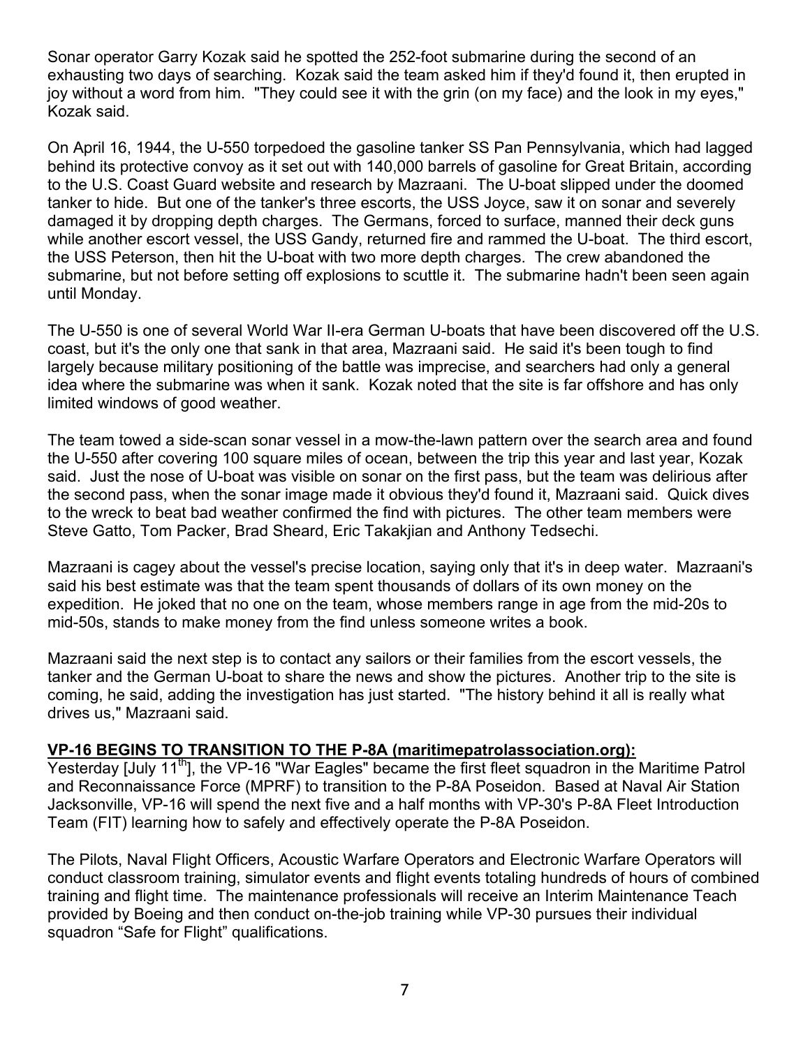Sonar operator Garry Kozak said he spotted the 252-foot submarine during the second of an exhausting two days of searching. Kozak said the team asked him if they'd found it, then erupted in joy without a word from him. "They could see it with the grin (on my face) and the look in my eyes," Kozak said.

On April 16, 1944, the U-550 torpedoed the gasoline tanker SS Pan Pennsylvania, which had lagged behind its protective convoy as it set out with 140,000 barrels of gasoline for Great Britain, according to the U.S. Coast Guard website and research by Mazraani. The U-boat slipped under the doomed tanker to hide. But one of the tanker's three escorts, the USS Joyce, saw it on sonar and severely damaged it by dropping depth charges. The Germans, forced to surface, manned their deck guns while another escort vessel, the USS Gandy, returned fire and rammed the U-boat. The third escort, the USS Peterson, then hit the U-boat with two more depth charges. The crew abandoned the submarine, but not before setting off explosions to scuttle it. The submarine hadn't been seen again until Monday.

The U-550 is one of several World War II-era German U-boats that have been discovered off the U.S. coast, but it's the only one that sank in that area, Mazraani said. He said it's been tough to find largely because military positioning of the battle was imprecise, and searchers had only a general idea where the submarine was when it sank. Kozak noted that the site is far offshore and has only limited windows of good weather.

The team towed a side-scan sonar vessel in a mow-the-lawn pattern over the search area and found the U-550 after covering 100 square miles of ocean, between the trip this year and last year, Kozak said. Just the nose of U-boat was visible on sonar on the first pass, but the team was delirious after the second pass, when the sonar image made it obvious they'd found it, Mazraani said. Quick dives to the wreck to beat bad weather confirmed the find with pictures. The other team members were Steve Gatto, Tom Packer, Brad Sheard, Eric Takakjian and Anthony Tedsechi.

Mazraani is cagey about the vessel's precise location, saying only that it's in deep water. Mazraani's said his best estimate was that the team spent thousands of dollars of its own money on the expedition. He joked that no one on the team, whose members range in age from the mid-20s to mid-50s, stands to make money from the find unless someone writes a book.

Mazraani said the next step is to contact any sailors or their families from the escort vessels, the tanker and the German U-boat to share the news and show the pictures. Another trip to the site is coming, he said, adding the investigation has just started. "The history behind it all is really what drives us," Mazraani said.

**VP-16 BEGINS TO TRANSITION TO THE P-8A (maritimepatrolassociation.org):**

Yesterday [July 11th], the VP-16 "War Eagles" became the first fleet squadron in the Maritime Patrol and Reconnaissance Force (MPRF) to transition to the P-8A Poseidon. Based at Naval Air Station Jacksonville, VP-16 will spend the next five and a half months with VP-30's P-8A Fleet Introduction Team (FIT) learning how to safely and effectively operate the P-8A Poseidon.

The Pilots, Naval Flight Officers, Acoustic Warfare Operators and Electronic Warfare Operators will conduct classroom training, simulator events and flight events totaling hundreds of hours of combined training and flight time. The maintenance professionals will receive an Interim Maintenance Teach provided by Boeing and then conduct on-the-job training while VP-30 pursues their individual squadron "Safe for Flight" qualifications.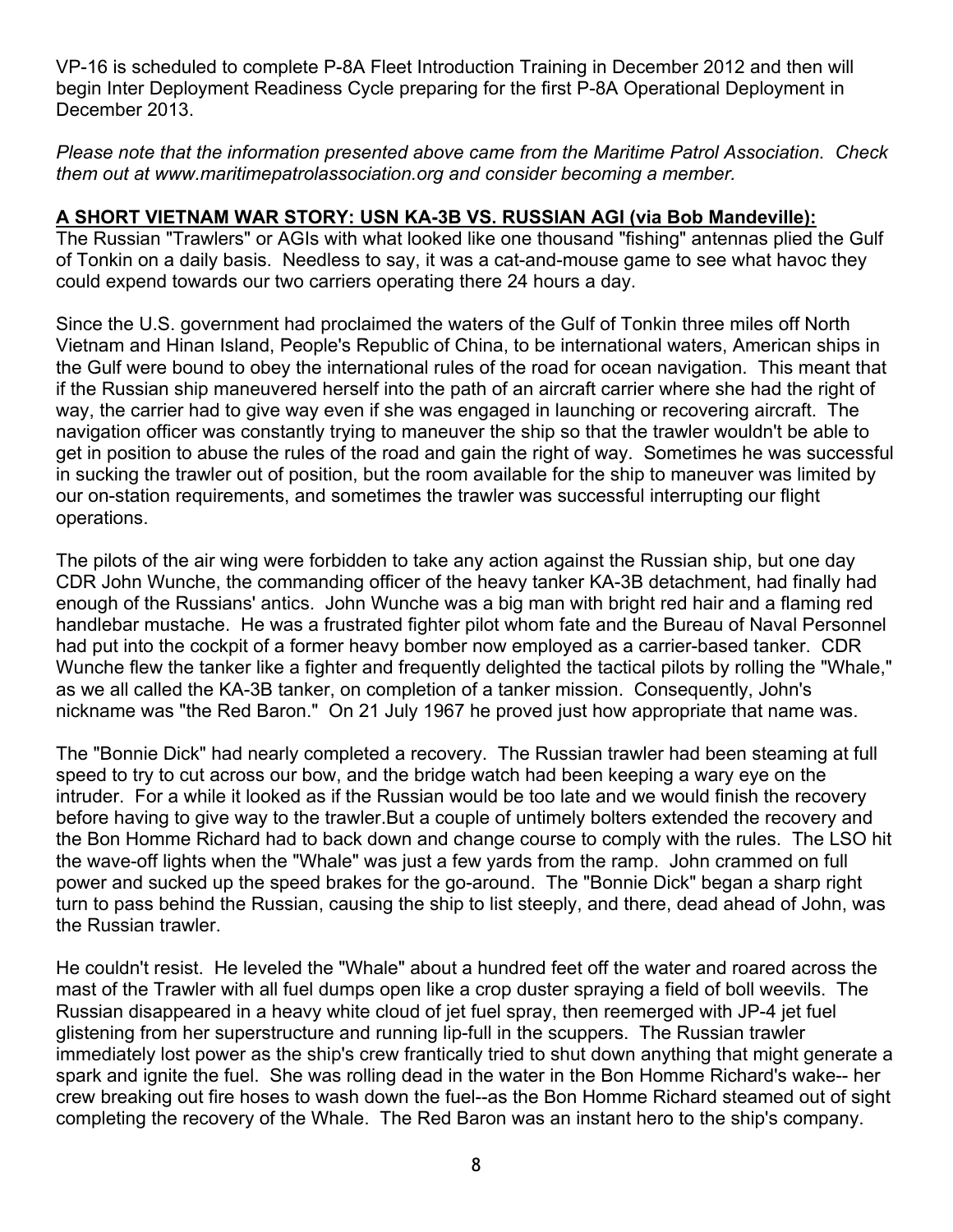VP-16 is scheduled to complete P-8A Fleet Introduction Training in December 2012 and then will begin Inter Deployment Readiness Cycle preparing for the first P-8A Operational Deployment in December 2013.

*Please note that the information presented above came from the Maritime Patrol Association. Check them out at www.maritimepatrolassociation.org and consider becoming a member.*

**A SHORT VIETNAM WAR STORY: USN KA-3B VS. RUSSIAN AGI (via Bob Mandeville):**

The Russian "Trawlers" or AGIs with what looked like one thousand "fishing" antennas plied the Gulf of Tonkin on a daily basis. Needless to say, it was a cat-and-mouse game to see what havoc they could expend towards our two carriers operating there 24 hours a day.

Since the U.S. government had proclaimed the waters of the Gulf of Tonkin three miles off North Vietnam and Hinan Island, People's Republic of China, to be international waters, American ships in the Gulf were bound to obey the international rules of the road for ocean navigation. This meant that if the Russian ship maneuvered herself into the path of an aircraft carrier where she had the right of way, the carrier had to give way even if she was engaged in launching or recovering aircraft. The navigation officer was constantly trying to maneuver the ship so that the trawler wouldn't be able to get in position to abuse the rules of the road and gain the right of way. Sometimes he was successful in sucking the trawler out of position, but the room available for the ship to maneuver was limited by our on-station requirements, and sometimes the trawler was successful interrupting our flight operations.

The pilots of the air wing were forbidden to take any action against the Russian ship, but one day CDR John Wunche, the commanding officer of the heavy tanker KA-3B detachment, had finally had enough of the Russians' antics. John Wunche was a big man with bright red hair and a flaming red handlebar mustache. He was a frustrated fighter pilot whom fate and the Bureau of Naval Personnel had put into the cockpit of a former heavy bomber now employed as a carrier-based tanker. CDR Wunche flew the tanker like a fighter and frequently delighted the tactical pilots by rolling the "Whale," as we all called the KA-3B tanker, on completion of a tanker mission. Consequently, John's nickname was "the Red Baron." On 21 July 1967 he proved just how appropriate that name was.

The "Bonnie Dick" had nearly completed a recovery. The Russian trawler had been steaming at full speed to try to cut across our bow, and the bridge watch had been keeping a wary eye on the intruder. For a while it looked as if the Russian would be too late and we would finish the recovery before having to give way to the trawler.But a couple of untimely bolters extended the recovery and the Bon Homme Richard had to back down and change course to comply with the rules. The LSO hit the wave-off lights when the "Whale" was just a few yards from the ramp. John crammed on full power and sucked up the speed brakes for the go-around. The "Bonnie Dick" began a sharp right turn to pass behind the Russian, causing the ship to list steeply, and there, dead ahead of John, was the Russian trawler.

He couldn't resist. He leveled the "Whale" about a hundred feet off the water and roared across the mast of the Trawler with all fuel dumps open like a crop duster spraying a field of boll weevils. The Russian disappeared in a heavy white cloud of jet fuel spray, then reemerged with JP-4 jet fuel glistening from her superstructure and running lip-full in the scuppers. The Russian trawler immediately lost power as the ship's crew frantically tried to shut down anything that might generate a spark and ignite the fuel. She was rolling dead in the water in the Bon Homme Richard's wake-- her crew breaking out fire hoses to wash down the fuel--as the Bon Homme Richard steamed out of sight completing the recovery of the Whale. The Red Baron was an instant hero to the ship's company.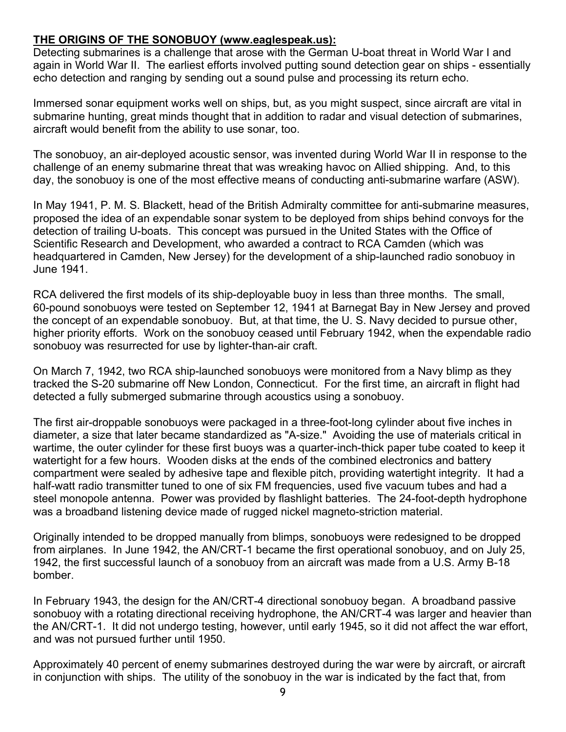**THE ORIGINS OF THE SONOBUOY (www.eaglespeak.us):**

Detecting submarines is a challenge that arose with the German U-boat threat in World War I and again in World War II. The earliest efforts involved putting sound detection gear on ships - essentially echo detection and ranging by sending out a sound pulse and processing its return echo.

Immersed sonar equipment works well on ships, but, as you might suspect, since aircraft are vital in submarine hunting, great minds thought that in addition to radar and visual detection of submarines, aircraft would benefit from the ability to use sonar, too.

The sonobuoy, an air-deployed acoustic sensor, was invented during World War II in response to the challenge of an enemy submarine threat that was wreaking havoc on Allied shipping. And, to this day, the sonobuoy is one of the most effective means of conducting anti-submarine warfare (ASW).

In May 1941, P. M. S. Blackett, head of the British Admiralty committee for anti-submarine measures, proposed the idea of an expendable sonar system to be deployed from ships behind convoys for the detection of trailing U-boats. This concept was pursued in the United States with the Office of Scientific Research and Development, who awarded a contract to RCA Camden (which was headquartered in Camden, New Jersey) for the development of a ship-launched radio sonobuoy in June 1941.

RCA delivered the first models of its ship-deployable buoy in less than three months. The small, 60-pound sonobuoys were tested on September 12, 1941 at Barnegat Bay in New Jersey and proved the concept of an expendable sonobuoy. But, at that time, the U. S. Navy decided to pursue other, higher priority efforts. Work on the sonobuoy ceased until February 1942, when the expendable radio sonobuoy was resurrected for use by lighter-than-air craft.

On March 7, 1942, two RCA ship-launched sonobuoys were monitored from a Navy blimp as they tracked the S-20 submarine off New London, Connecticut. For the first time, an aircraft in flight had detected a fully submerged submarine through acoustics using a sonobuoy.

The first air-droppable sonobuoys were packaged in a three-foot-long cylinder about five inches in diameter, a size that later became standardized as "A-size." Avoiding the use of materials critical in wartime, the outer cylinder for these first buoys was a quarter-inch-thick paper tube coated to keep it watertight for a few hours. Wooden disks at the ends of the combined electronics and battery compartment were sealed by adhesive tape and flexible pitch, providing watertight integrity. It had a half-watt radio transmitter tuned to one of six FM frequencies, used five vacuum tubes and had a steel monopole antenna. Power was provided by flashlight batteries. The 24-foot-depth hydrophone was a broadband listening device made of rugged nickel magneto-striction material.

Originally intended to be dropped manually from blimps, sonobuoys were redesigned to be dropped from airplanes. In June 1942, the AN/CRT-1 became the first operational sonobuoy, and on July 25, 1942, the first successful launch of a sonobuoy from an aircraft was made from a U.S. Army B-18 bomber.

In February 1943, the design for the AN/CRT-4 directional sonobuoy began. A broadband passive sonobuoy with a rotating directional receiving hydrophone, the AN/CRT-4 was larger and heavier than the AN/CRT-1. It did not undergo testing, however, until early 1945, so it did not affect the war effort, and was not pursued further until 1950.

Approximately 40 percent of enemy submarines destroyed during the war were by aircraft, or aircraft in conjunction with ships. The utility of the sonobuoy in the war is indicated by the fact that, from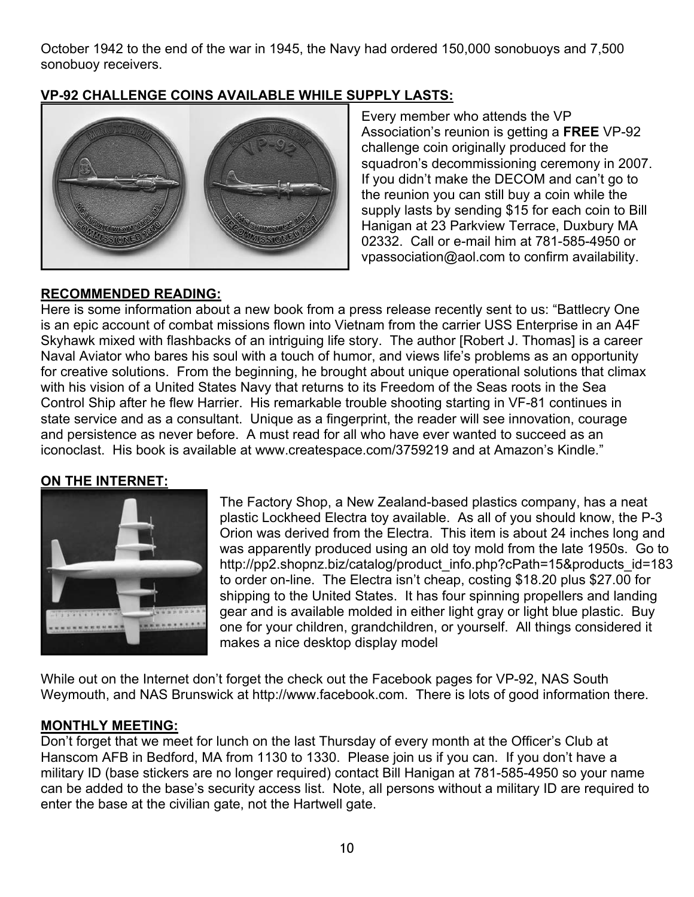October 1942 to the end of the war in 1945, the Navy had ordered 150,000 sonobuoys and 7,500 sonobuoy receivers.

**VP-92 CHALLENGE COINS AVAILABLE WHILE SUPPLY LASTS:**

Every member who attends the VP Association's reunion is getting a **FREE** VP-92 challenge coin originally produced for the squadron's decommissioning ceremony in 2007. If you didn't make the DECOM and can't go to the reunion you can still buy a coin while the supply lasts by sending $15 for each coin to Bill Hanigan at 23 Parkview Terrace, Duxbury MA 02332. Call or e-mail him at 781-585-4950 or vpassociation@aol.com to confirm availability.

**RECOMMENDED READING:**

Here is some information about a new book from a press release recently sent to us: "Battlecry One is an epic account of combat missions flown into Vietnam from the carrier USS Enterprise in an A4F Skyhawk mixed with flashbacks of an intriguing life story. The author [Robert J. Thomas] is a career Naval Aviator who bares his soul with a touch of humor, and views life's problems as an opportunity for creative solutions. From the beginning, he brought about unique operational solutions that climax with his vision of a United States Navy that returns to its Freedom of the Seas roots in the Sea Control Ship after he flew Harrier. His remarkable trouble shooting starting in VF-81 continues in state service and as a consultant. Unique as a fingerprint, the reader will see innovation, courage and persistence as never before. A must read for all who have ever wanted to succeed as an iconoclast. His book is available at www.createspace.com/3759219 and at Amazon's Kindle."

**ON THE INTERNET:**

The Factory Shop, a New Zealand-based plastics company, has a neat plastic Lockheed Electra toy available. As all of you should know, the P-3 Orion was derived from the Electra. This item is about 24 inches long and was apparently produced using an old toy mold from the late 1950s. Go to http://pp2.shopnz.biz/catalog/product_info.php?cPath=15&products_id=183 to order on-line. The Electra isn't cheap, costing $18.20 plus $27.00 for shipping to the United States. It has four spinning propellers and landing gear and is available molded in either light gray or light blue plastic. Buy one for your children, grandchildren, or yourself. All things considered it makes a nice desktop display model

While out on the Internet don't forget the check out the Facebook pages for VP-92, NAS South Weymouth, and NAS Brunswick at http://www.facebook.com. There is lots of good information there.

**MONTHLY MEETING:**

Don't forget that we meet for lunch on the last Thursday of every month at the Officer's Club at Hanscom AFB in Bedford, MA from 1130 to 1330. Please join us if you can. If you don't have a military ID (base stickers are no longer required) contact Bill Hanigan at 781-585-4950 so your name can be added to the base's security access list. Note, all persons without a military ID are required to enter the base at the civilian gate, not the Hartwell gate.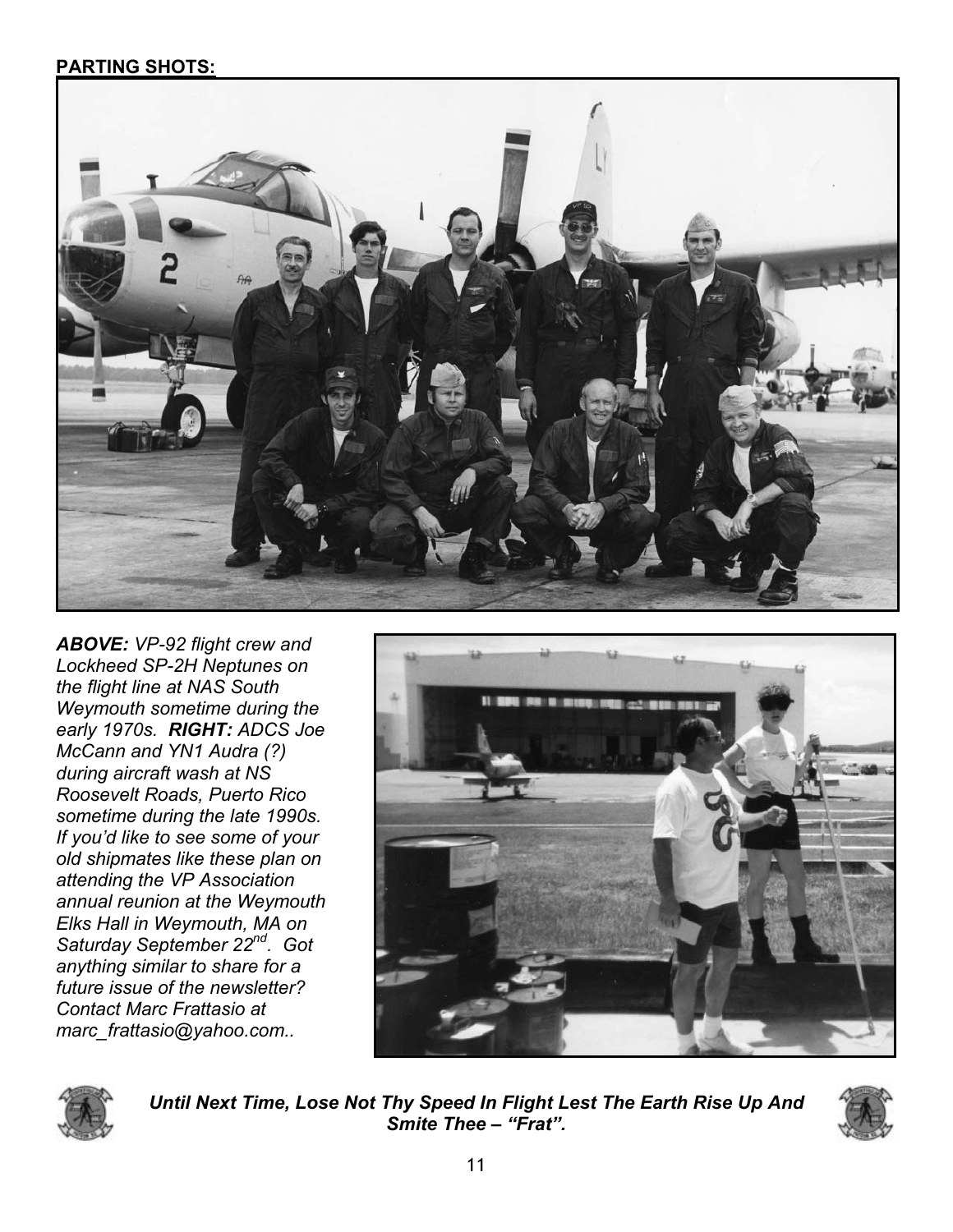**PARTING SHOTS:**

***ABOVE:*** *VP-92 flight crew and Lockheed SP-2H Neptunes on the flight line at NAS South Weymouth sometime during the early 1970s.* ***RIGHT:*** *ADCS Joe McCann and YN1 Audra (?) during aircraft wash at NS Roosevelt Roads, Puerto Rico sometime during the late 1990s. If you'd like to see some of your old shipmates like these plan on attending the VP Association annual reunion at the Weymouth Elks Hall in Weymouth, MA on Saturday September 22nd. Got anything similar to share for a future issue of the newsletter? Contact Marc Frattasio at marc_frattasio@yahoo.com..*

***Until Next Time, Lose Not Thy Speed In Flight Lest The Earth Rise Up And Smite Thee – "Frat".***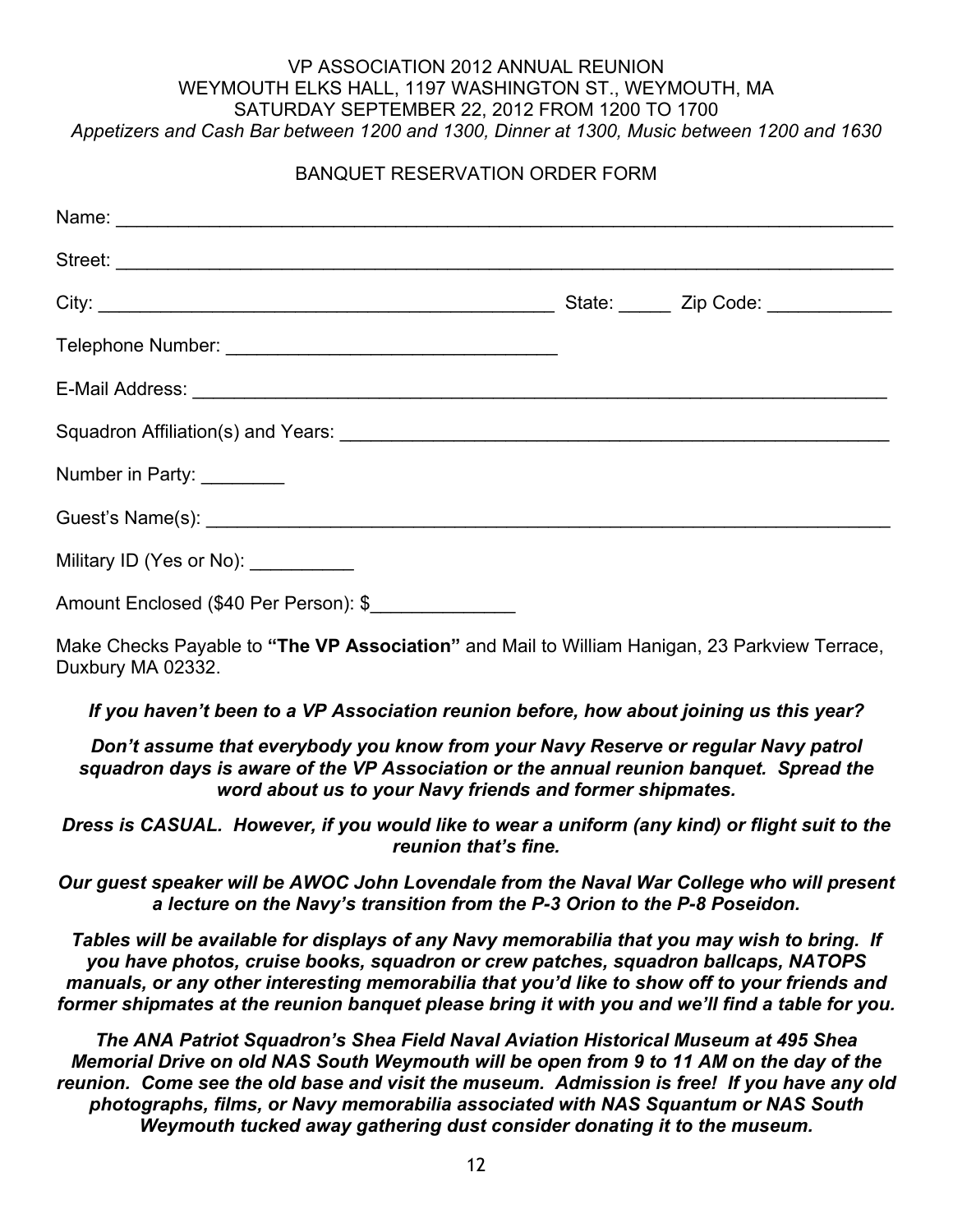VP ASSOCIATION 2012 ANNUAL REUNION
WEYMOUTH ELKS HALL, 1197 WASHINGTON ST., WEYMOUTH, MA
SATURDAY SEPTEMBER 22, 2012 FROM 1200 TO 1700
*Appetizers and Cash Bar between 1200 and 1300, Dinner at 1300, Music between 1200 and 1630*

BANQUET RESERVATION ORDER FORM

Name: ______________________________________________________________________

Street: ______________________________________________________________________

City: ____________________________________________ State: _____ Zip Code: ____________

Telephone Number: ________________________________

E-Mail Address: ___________________________________________________________________

Squadron Affiliation(s) and Years: ______________________________________________________

Number in Party: ________

Guest's Name(s): __________________________________________________________________

Military ID (Yes or No): __________

Amount Enclosed ($40 Per Person): $______________

Make Checks Payable to **"The VP Association"** and Mail to William Hanigan, 23 Parkview Terrace, Duxbury MA 02332.

***If you haven't been to a VP Association reunion before, how about joining us this year?***

***Don't assume that everybody you know from your Navy Reserve or regular Navy patrol squadron days is aware of the VP Association or the annual reunion banquet. Spread the word about us to your Navy friends and former shipmates.***

***Dress is CASUAL. However, if you would like to wear a uniform (any kind) or flight suit to the reunion that's fine.***

***Our guest speaker will be AWOC John Lovendale from the Naval War College who will present a lecture on the Navy's transition from the P-3 Orion to the P-8 Poseidon.***

***Tables will be available for displays of any Navy memorabilia that you may wish to bring. If you have photos, cruise books, squadron or crew patches, squadron ballcaps, NATOPS manuals, or any other interesting memorabilia that you'd like to show off to your friends and former shipmates at the reunion banquet please bring it with you and we'll find a table for you.***

***The ANA Patriot Squadron's Shea Field Naval Aviation Historical Museum at 495 Shea Memorial Drive on old NAS South Weymouth will be open from 9 to 11 AM on the day of the reunion. Come see the old base and visit the museum. Admission is free! If you have any old photographs, films, or Navy memorabilia associated with NAS Squantum or NAS South Weymouth tucked away gathering dust consider donating it to the museum.***